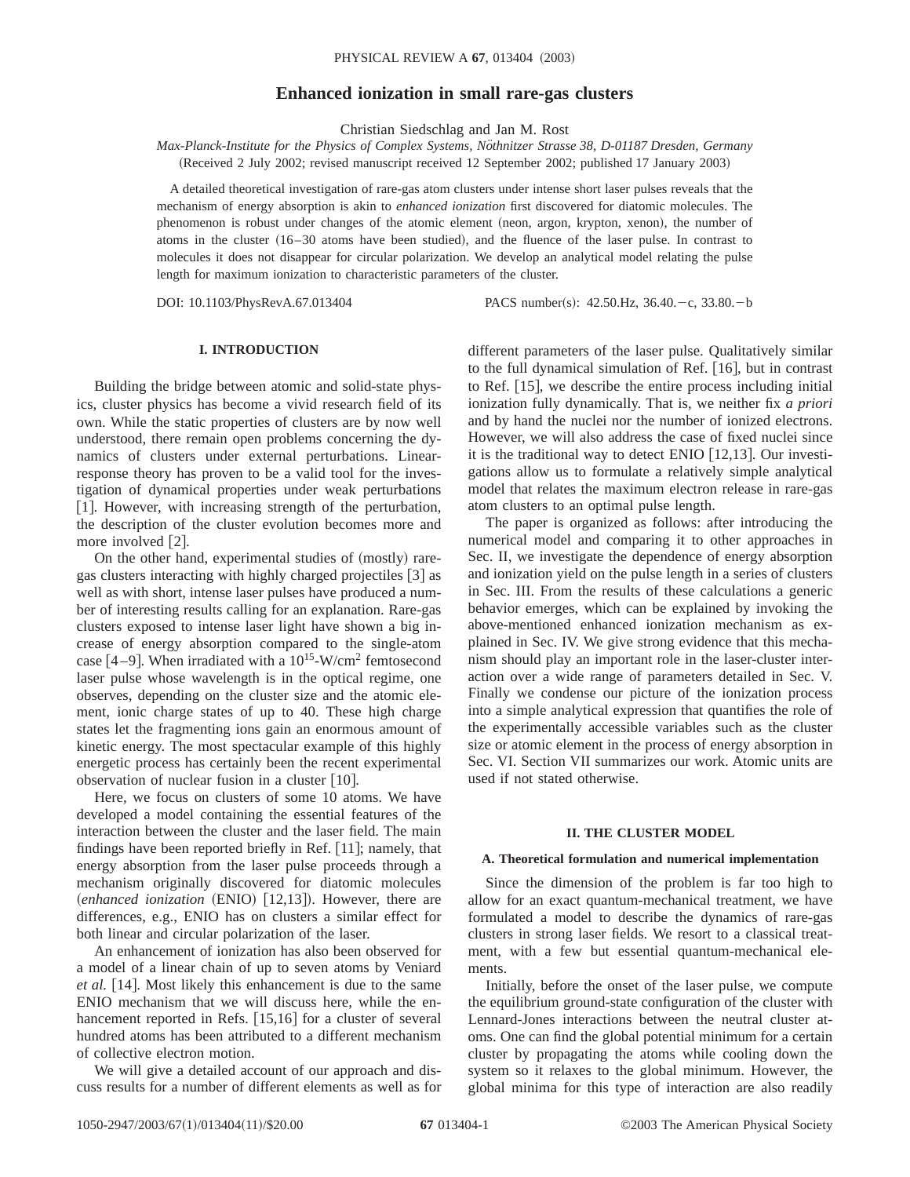# Enhanced ionization in small rare-gas clusters

Christian Siedschlag and Jan M. Rost

*Max-Planck-Institute for the Physics of Complex Systems, Nöthnitzer Strasse 38, D-01187 Dresden, Germany*

(Received 2 July 2002; revised manuscript received 12 September 2002; published 17 January 2003)

A detailed theoretical investigation of rare-gas atom clusters under intense short laser pulses reveals that the mechanism of energy absorption is akin to *enhanced ionization* first discovered for diatomic molecules. The phenomenon is robust under changes of the atomic element (neon, argon, krypton, xenon), the number of atoms in the cluster (16–30 atoms have been studied), and the fluence of the laser pulse. In contrast to molecules it does not disappear for circular polarization. We develop an analytical model relating the pulse length for maximum ionization to characteristic parameters of the cluster.

DOI: 10.1103/PhysRevA.67.013404 PACS number(s): 42.50.Hz, 36.40.−c, 33.80.−b

## I. INTRODUCTION

Building the bridge between atomic and solid-state physics, cluster physics has become a vivid research field of its own. While the static properties of clusters are by now well understood, there remain open problems concerning the dynamics of clusters under external perturbations. Linear-response theory has proven to be a valid tool for the investigation of dynamical properties under weak perturbations [1]. However, with increasing strength of the perturbation, the description of the cluster evolution becomes more and more involved [2].

On the other hand, experimental studies of (mostly) rare-gas clusters interacting with highly charged projectiles [3] as well as with short, intense laser pulses have produced a number of interesting results calling for an explanation. Rare-gas clusters exposed to intense laser light have shown a big increase of energy absorption compared to the single-atom case [4–9]. When irradiated with a $10^{15}$-W/cm$^2$ femtosecond laser pulse whose wavelength is in the optical regime, one observes, depending on the cluster size and the atomic element, ionic charge states of up to 40. These high charge states let the fragmenting ions gain an enormous amount of kinetic energy. The most spectacular example of this highly energetic process has certainly been the recent experimental observation of nuclear fusion in a cluster [10].

Here, we focus on clusters of some 10 atoms. We have developed a model containing the essential features of the interaction between the cluster and the laser field. The main findings have been reported briefly in Ref. [11]; namely, that energy absorption from the laser pulse proceeds through a mechanism originally discovered for diatomic molecules (*enhanced ionization* (ENIO) [12,13]). However, there are differences, e.g., ENIO has on clusters a similar effect for both linear and circular polarization of the laser.

An enhancement of ionization has also been observed for a model of a linear chain of up to seven atoms by Veniard *et al.* [14]. Most likely this enhancement is due to the same ENIO mechanism that we will discuss here, while the enhancement reported in Refs. [15,16] for a cluster of several hundred atoms has been attributed to a different mechanism of collective electron motion.

We will give a detailed account of our approach and discuss results for a number of different elements as well as for different parameters of the laser pulse. Qualitatively similar to the full dynamical simulation of Ref. [16], but in contrast to Ref. [15], we describe the entire process including initial ionization fully dynamically. That is, we neither fix *a priori* and by hand the nuclei nor the number of ionized electrons. However, we will also address the case of fixed nuclei since it is the traditional way to detect ENIO [12,13]. Our investigations allow us to formulate a relatively simple analytical model that relates the maximum electron release in rare-gas atom clusters to an optimal pulse length.

The paper is organized as follows: after introducing the numerical model and comparing it to other approaches in Sec. II, we investigate the dependence of energy absorption and ionization yield on the pulse length in a series of clusters in Sec. III. From the results of these calculations a generic behavior emerges, which can be explained by invoking the above-mentioned enhanced ionization mechanism as explained in Sec. IV. We give strong evidence that this mechanism should play an important role in the laser-cluster interaction over a wide range of parameters detailed in Sec. V. Finally we condense our picture of the ionization process into a simple analytical expression that quantifies the role of the experimentally accessible variables such as the cluster size or atomic element in the process of energy absorption in Sec. VI. Section VII summarizes our work. Atomic units are used if not stated otherwise.

## II. THE CLUSTER MODEL

### A. Theoretical formulation and numerical implementation

Since the dimension of the problem is far too high to allow for an exact quantum-mechanical treatment, we have formulated a model to describe the dynamics of rare-gas clusters in strong laser fields. We resort to a classical treatment, with a few but essential quantum-mechanical elements.

Initially, before the onset of the laser pulse, we compute the equilibrium ground-state configuration of the cluster with Lennard-Jones interactions between the neutral cluster atoms. One can find the global potential minimum for a certain cluster by propagating the atoms while cooling down the system so it relaxes to the global minimum. However, the global minima for this type of interaction are also readily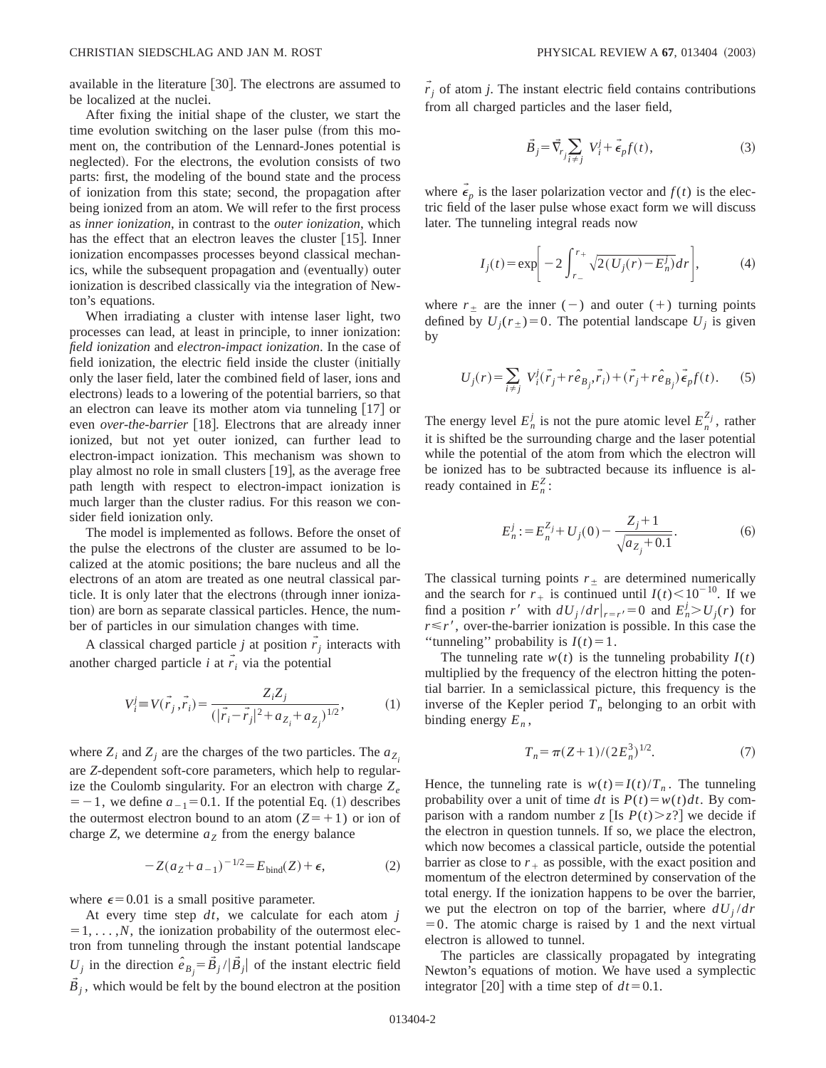available in the literature [30]. The electrons are assumed to be localized at the nuclei.

After fixing the initial shape of the cluster, we start the time evolution switching on the laser pulse (from this moment on, the contribution of the Lennard-Jones potential is neglected). For the electrons, the evolution consists of two parts: first, the modeling of the bound state and the process of ionization from this state; second, the propagation after being ionized from an atom. We will refer to the first process as *inner ionization*, in contrast to the *outer ionization*, which has the effect that an electron leaves the cluster [15]. Inner ionization encompasses processes beyond classical mechanics, while the subsequent propagation and (eventually) outer ionization is described classically via the integration of Newton's equations.

When irradiating a cluster with intense laser light, two processes can lead, at least in principle, to inner ionization: *field ionization* and *electron-impact ionization*. In the case of field ionization, the electric field inside the cluster (initially only the laser field, later the combined field of laser, ions and electrons) leads to a lowering of the potential barriers, so that an electron can leave its mother atom via tunneling [17] or even *over-the-barrier* [18]. Electrons that are already inner ionized, but not yet outer ionized, can further lead to electron-impact ionization. This mechanism was shown to play almost no role in small clusters [19], as the average free path length with respect to electron-impact ionization is much larger than the cluster radius. For this reason we consider field ionization only.

The model is implemented as follows. Before the onset of the pulse the electrons of the cluster are assumed to be localized at the atomic positions; the bare nucleus and all the electrons of an atom are treated as one neutral classical particle. It is only later that the electrons (through inner ionization) are born as separate classical particles. Hence, the number of particles in our simulation changes with time.

A classical charged particle $j$ at position $\vec{r}_j$ interacts with another charged particle $i$ at $\vec{r}_i$ via the potential

$$V_i^j \equiv V(\vec{r}_j,\vec{r}_i) = \frac{Z_i Z_j}{(|\vec{r}_i-\vec{r}_j|^2 + a_{Z_i} + a_{Z_j})^{1/2}}, \tag{1}$$

where $Z_i$ and $Z_j$ are the charges of the two particles. The $a_{Z_i}$ are $Z$-dependent soft-core parameters, which help to regularize the Coulomb singularity. For an electron with charge $Z_e = -1$, we define $a_{-1} = 0.1$. If the potential Eq. (1) describes the outermost electron bound to an atom ($Z = +1$) or ion of charge $Z$, we determine $a_Z$ from the energy balance

$$-Z(a_Z + a_{-1})^{-1/2} = E_{\rm bind}(Z) + \epsilon, \tag{2}$$

where $\epsilon = 0.01$ is a small positive parameter.

At every time step $dt$, we calculate for each atom $j = 1,\ldots,N$, the ionization probability of the outermost electron from tunneling through the instant potential landscape $U_j$ in the direction $\hat{e}_{B_j} = \vec{B}_j/|\vec{B}_j|$ of the instant electric field $\vec{B}_j$, which would be felt by the bound electron at the position $\vec{r}_j$ of atom $j$. The instant electric field contains contributions from all charged particles and the laser field,

$$\vec{B}_j = \vec{\nabla}_{r_j} \sum_{i \neq j} V_i^j + \vec{\epsilon}_p f(t), \tag{3}$$

where $\vec{\epsilon}_p$ is the laser polarization vector and $f(t)$ is the electric field of the laser pulse whose exact form we will discuss later. The tunneling integral reads now

$$I_j(t) = \exp\left[-2\int_{r_-}^{r_+} \sqrt{2(U_j(r) - E_n^j)}\,dr\right], \tag{4}$$

where $r_\pm$ are the inner ($-$) and outer ($+$) turning points defined by $U_j(r_\pm) = 0$. The potential landscape $U_j$ is given by

$$U_j(r) = \sum_{i \neq j} V_i^j(\vec{r}_j + r\hat{e}_{B_j}, \vec{r}_i) + (\vec{r}_j + r\hat{e}_{B_j})\vec{\epsilon}_p f(t). \tag{5}$$

The energy level $E_n^j$ is not the pure atomic level $E_n^{Z_j}$, rather it is shifted be the surrounding charge and the laser potential while the potential of the atom from which the electron will be ionized has to be subtracted because its influence is already contained in $E_n^Z$:

$$E_n^j := E_n^{Z_j} + U_j(0) - \frac{Z_j + 1}{\sqrt{a_{Z_j} + 0.1}}. \tag{6}$$

The classical turning points $r_\pm$ are determined numerically and the search for $r_+$ is continued until $I(t) < 10^{-10}$. If we find a position $r'$ with $dU_j/dr|_{r=r'} = 0$ and $E_n^j > U_j(r)$ for $r \leq r'$, over-the-barrier ionization is possible. In this case the "tunneling" probability is $I(t) = 1$.

The tunneling rate $w(t)$ is the tunneling probability $I(t)$ multiplied by the frequency of the electron hitting the potential barrier. In a semiclassical picture, this frequency is the inverse of the Kepler period $T_n$ belonging to an orbit with binding energy $E_n$,

$$T_n = \pi(Z+1)/(2E_n^3)^{1/2}. \tag{7}$$

Hence, the tunneling rate is $w(t) = I(t)/T_n$. The tunneling probability over a unit of time $dt$ is $P(t) = w(t)dt$. By comparison with a random number $z$ [Is $P(t) > z$?] we decide if the electron in question tunnels. If so, we place the electron, which now becomes a classical particle, outside the potential barrier as close to $r_+$ as possible, with the exact position and momentum of the electron determined by conservation of the total energy. If the ionization happens to be over the barrier, we put the electron on top of the barrier, where $dU_j/dr = 0$. The atomic charge is raised by 1 and the next virtual electron is allowed to tunnel.

The particles are classically propagated by integrating Newton's equations of motion. We have used a symplectic integrator [20] with a time step of $dt = 0.1$.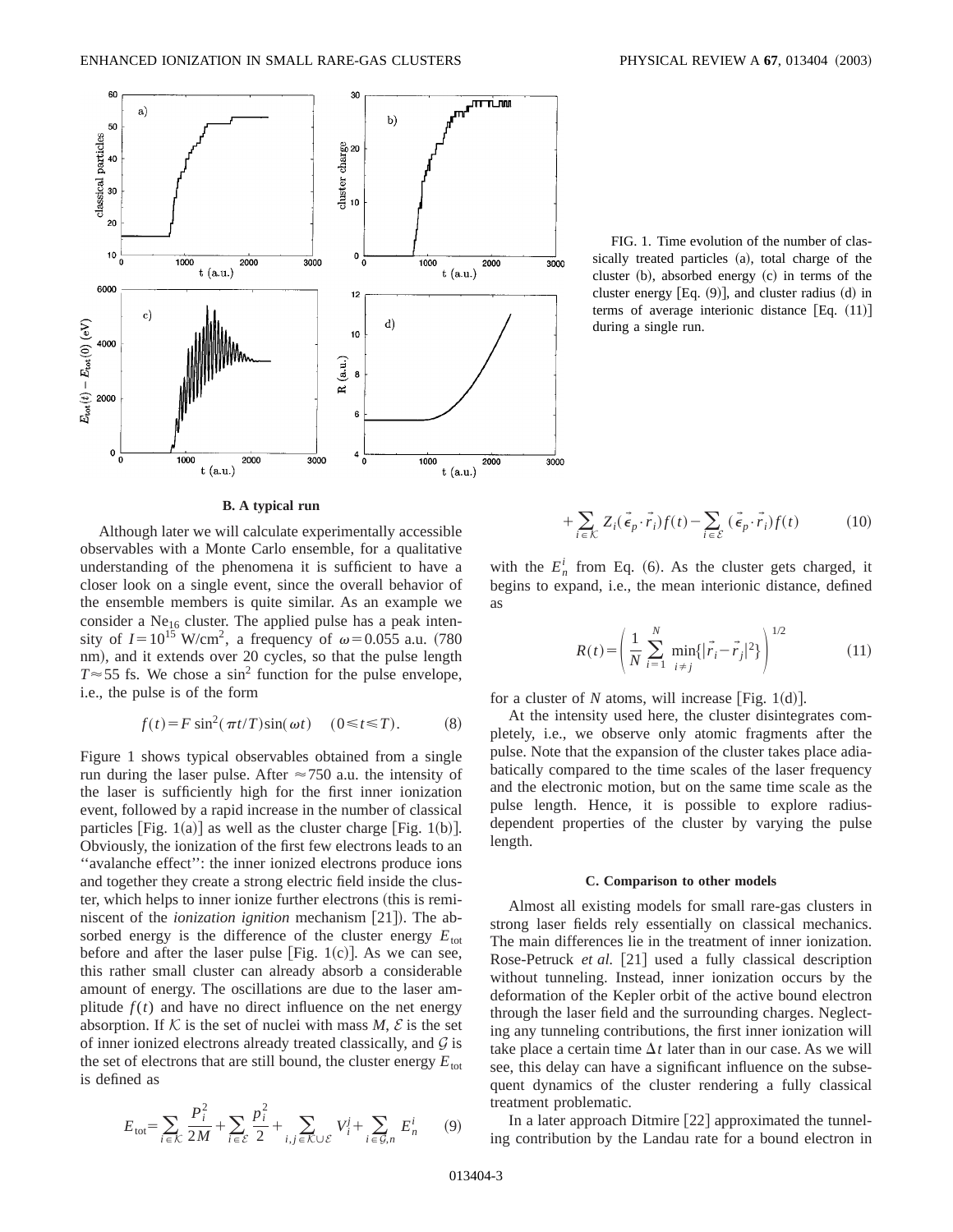FIG. 1. Time evolution of the number of classically treated particles (a), total charge of the cluster (b), absorbed energy (c) in terms of the cluster energy [Eq. (9)], and cluster radius (d) in terms of average interionic distance [Eq. (11)] during a single run.

### B. A typical run

Although later we will calculate experimentally accessible observables with a Monte Carlo ensemble, for a qualitative understanding of the phenomena it is sufficient to have a closer look on a single event, since the overall behavior of the ensemble members is quite similar. As an example we consider a $Ne_{16}$ cluster. The applied pulse has a peak intensity of $I=10^{15}$ W/cm$^2$, a frequency of $\omega=0.055$ a.u. (780 nm), and it extends over 20 cycles, so that the pulse length $T\approx 55$ fs. We chose a $\sin^2$ function for the pulse envelope, i.e., the pulse is of the form

$$f(t)=F\sin^2(\pi t/T)\sin(\omega t) \quad (0\leqslant t\leqslant T). \tag{8}$$

Figure 1 shows typical observables obtained from a single run during the laser pulse. After $\approx 750$ a.u. the intensity of the laser is sufficiently high for the first inner ionization event, followed by a rapid increase in the number of classical particles [Fig. 1(a)] as well as the cluster charge [Fig. 1(b)]. Obviously, the ionization of the first few electrons leads to an "avalanche effect": the inner ionized electrons produce ions and together they create a strong electric field inside the cluster, which helps to inner ionize further electrons (this is reminiscent of the *ionization ignition* mechanism [21]). The absorbed energy is the difference of the cluster energy $E_{\mathrm{tot}}$ before and after the laser pulse [Fig. 1(c)]. As we can see, this rather small cluster can already absorb a considerable amount of energy. The oscillations are due to the laser amplitude $f(t)$ and have no direct influence on the net energy absorption. If $\mathcal{K}$ is the set of nuclei with mass $M$, $\mathcal{E}$ is the set of inner ionized electrons already treated classically, and $\mathcal{G}$ is the set of electrons that are still bound, the cluster energy $E_{\mathrm{tot}}$ is defined as

$$E_{\mathrm{tot}}=\sum_{i\in\mathcal{K}}\frac{P_i^2}{2M}+\sum_{i\in\mathcal{E}}\frac{p_i^2}{2}+\sum_{i,j\in\mathcal{K}\cup\mathcal{E}}V_i^j+\sum_{i\in\mathcal{G},n}E_n^i \tag{9}$$

$$+\sum_{i\in\mathcal{K}}Z_i(\vec{\epsilon}_p\cdot\vec{r}_i)f(t)-\sum_{i\in\mathcal{E}}(\vec{\epsilon}_p\cdot\vec{r}_i)f(t) \tag{10}$$

with the $E_n^i$ from Eq. (6). As the cluster gets charged, it begins to expand, i.e., the mean interionic distance, defined as

$$R(t)=\left(\frac{1}{N}\sum_{i=1}^{N}\min_{i\neq j}\{|\vec{r}_i-\vec{r}_j|^2\}\right)^{1/2} \tag{11}$$

for a cluster of $N$ atoms, will increase [Fig. 1(d)].

At the intensity used here, the cluster disintegrates completely, i.e., we observe only atomic fragments after the pulse. Note that the expansion of the cluster takes place adiabatically compared to the time scales of the laser frequency and the electronic motion, but on the same time scale as the pulse length. Hence, it is possible to explore radius-dependent properties of the cluster by varying the pulse length.

### C. Comparison to other models

Almost all existing models for small rare-gas clusters in strong laser fields rely essentially on classical mechanics. The main differences lie in the treatment of inner ionization. Rose-Petruck *et al.* [21] used a fully classical description without tunneling. Instead, inner ionization occurs by the deformation of the Kepler orbit of the active bound electron through the laser field and the surrounding charges. Neglecting any tunneling contributions, the first inner ionization will take place a certain time $\Delta t$ later than in our case. As we will see, this delay can have a significant influence on the subsequent dynamics of the cluster rendering a fully classical treatment problematic.

In a later approach Ditmire [22] approximated the tunneling contribution by the Landau rate for a bound electron in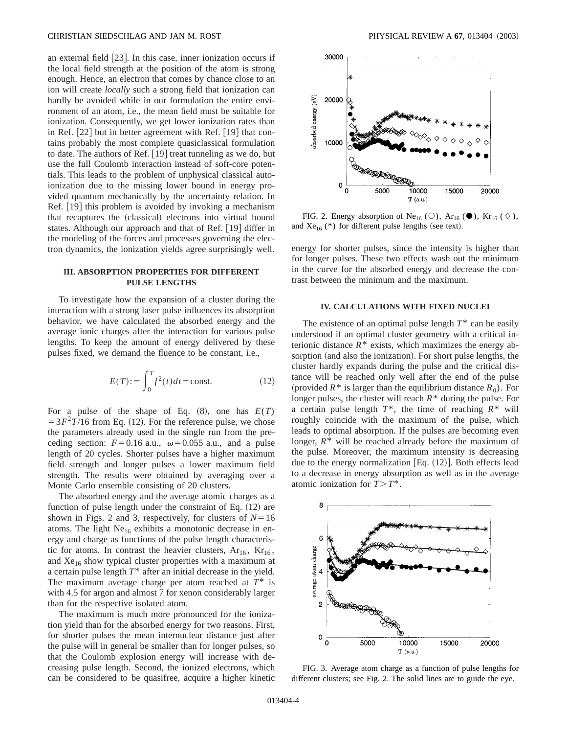an external field [23]. In this case, inner ionization occurs if the local field strength at the position of the atom is strong enough. Hence, an electron that comes by chance close to an ion will create *locally* such a strong field that ionization can hardly be avoided while in our formulation the entire environment of an atom, i.e., the mean field must be suitable for ionization. Consequently, we get lower ionization rates than in Ref. [22] but in better agreement with Ref. [19] that contains probably the most complete quasiclassical formulation to date. The authors of Ref. [19] treat tunneling as we do, but use the full Coulomb interaction instead of soft-core potentials. This leads to the problem of unphysical classical autoionization due to the missing lower bound in energy provided quantum mechanically by the uncertainty relation. In Ref. [19] this problem is avoided by invoking a mechanism that recaptures the (classical) electrons into virtual bound states. Although our approach and that of Ref. [19] differ in the modeling of the forces and processes governing the electron dynamics, the ionization yields agree surprisingly well.

## III. ABSORPTION PROPERTIES FOR DIFFERENT PULSE LENGTHS

To investigate how the expansion of a cluster during the interaction with a strong laser pulse influences its absorption behavior, we have calculated the absorbed energy and the average ionic charges after the interaction for various pulse lengths. To keep the amount of energy delivered by these pulses fixed, we demand the fluence to be constant, i.e.,

$$E(T):=\int_0^T f^2(t)dt=\text{const.} \tag{12}$$

For a pulse of the shape of Eq. (8), one has $E(T)=3F^2T/16$ from Eq. (12). For the reference pulse, we chose the parameters already used in the single run from the preceding section: $F=0.16$ a.u., $\omega=0.055$ a.u., and a pulse length of 20 cycles. Shorter pulses have a higher maximum field strength and longer pulses a lower maximum field strength. The results were obtained by averaging over a Monte Carlo ensemble consisting of 20 clusters.

The absorbed energy and the average atomic charges as a function of pulse length under the constraint of Eq. (12) are shown in Figs. 2 and 3, respectively, for clusters of $N=16$ atoms. The light $Ne_{16}$ exhibits a monotonic decrease in energy and charge as functions of the pulse length characteristic for atoms. In contrast the heavier clusters, $Ar_{16}$, $Kr_{16}$, and $Xe_{16}$ show typical cluster properties with a maximum at a certain pulse length $T^*$ after an initial decrease in the yield. The maximum average charge per atom reached at $T^*$ is with 4.5 for argon and almost 7 for xenon considerably larger than for the respective isolated atom.

The maximum is much more pronounced for the ionization yield than for the absorbed energy for two reasons. First, for shorter pulses the mean internuclear distance just after the pulse will in general be smaller than for longer pulses, so that the Coulomb explosion energy will increase with decreasing pulse length. Second, the ionized electrons, which can be considered to be quasifree, acquire a higher kinetic energy for shorter pulses, since the intensity is higher than for longer pulses. These two effects wash out the minimum in the curve for the absorbed energy and decrease the contrast between the minimum and the maximum.

FIG. 2. Energy absorption of $Ne_{16}$ (○), $Ar_{16}$ (●), $Kr_{16}$ (◇), and $Xe_{16}$ (*) for different pulse lengths (see text).

## IV. CALCULATIONS WITH FIXED NUCLEI

The existence of an optimal pulse length $T^*$ can be easily understood if an optimal cluster geometry with a critical interionic distance $R^*$ exists, which maximizes the energy absorption (and also the ionization). For short pulse lengths, the cluster hardly expands during the pulse and the critical distance will be reached only well after the end of the pulse (provided $R^*$ is larger than the equilibrium distance $R_0$). For longer pulses, the cluster will reach $R^*$ during the pulse. For a certain pulse length $T^*$, the time of reaching $R^*$ will roughly coincide with the maximum of the pulse, which leads to optimal absorption. If the pulses are becoming even longer, $R^*$ will be reached already before the maximum of the pulse. Moreover, the maximum intensity is decreasing due to the energy normalization [Eq. (12)]. Both effects lead to a decrease in energy absorption as well as in the average atomic ionization for $T>T^*$.

FIG. 3. Average atom charge as a function of pulse lengths for different clusters; see Fig. 2. The solid lines are to guide the eye.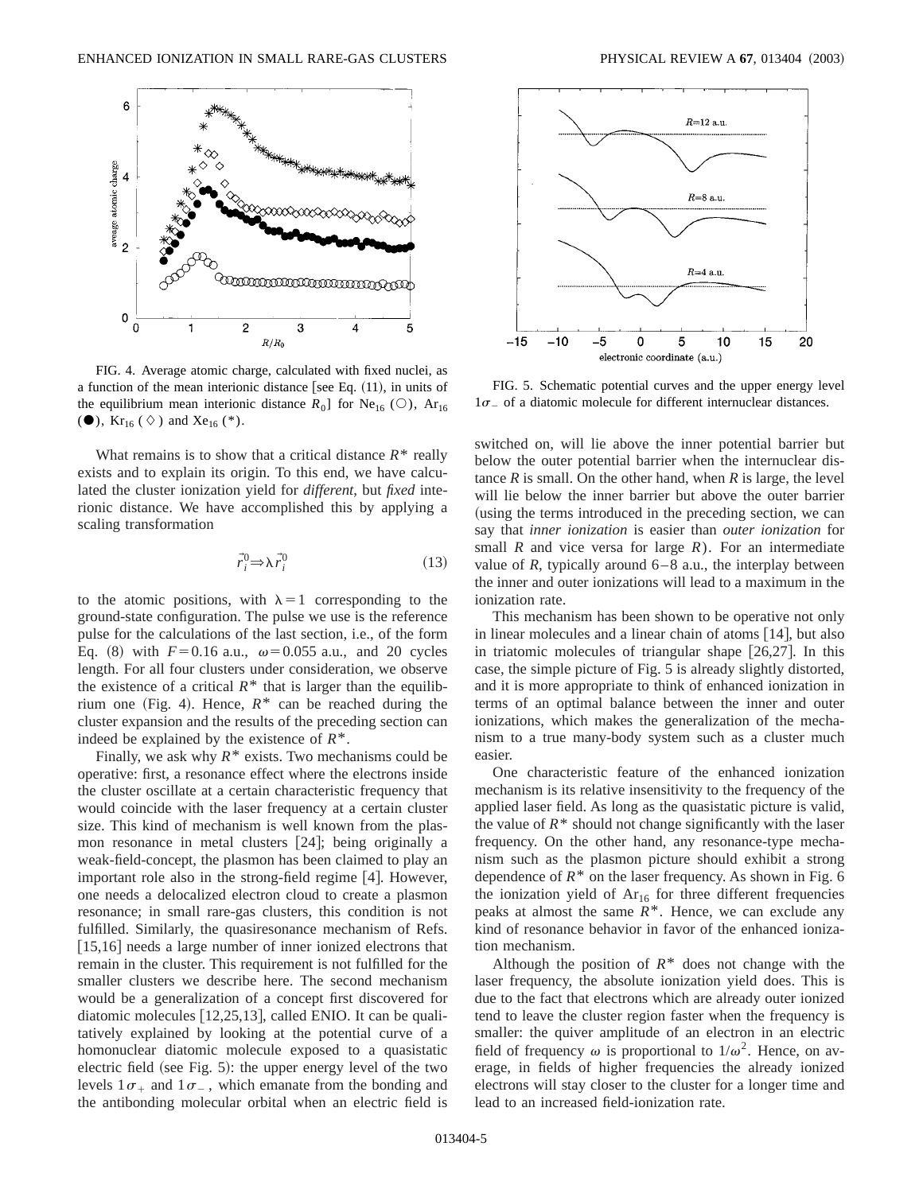FIG. 4. Average atomic charge, calculated with fixed nuclei, as a function of the mean interionic distance [see Eq. (11), in units of the equilibrium mean interionic distance $R_0$] for $Ne_{16}$ (○), $Ar_{16}$ (●), $Kr_{16}$ (◇) and $Xe_{16}$ (*).

What remains is to show that a critical distance $R^*$ really exists and to explain its origin. To this end, we have calculated the cluster ionization yield for *different*, but *fixed* interionic distance. We have accomplished this by applying a scaling transformation

$$\vec{r}_i^{\,0} \Rightarrow \lambda \vec{r}_i^{\,0} \tag{13}$$

to the atomic positions, with $\lambda = 1$ corresponding to the ground-state configuration. The pulse we use is the reference pulse for the calculations of the last section, i.e., of the form Eq. (8) with $F = 0.16$ a.u., $\omega = 0.055$ a.u., and 20 cycles length. For all four clusters under consideration, we observe the existence of a critical $R^*$ that is larger than the equilibrium one (Fig. 4). Hence, $R^*$ can be reached during the cluster expansion and the results of the preceding section can indeed be explained by the existence of $R^*$.

Finally, we ask why $R^*$ exists. Two mechanisms could be operative: first, a resonance effect where the electrons inside the cluster oscillate at a certain characteristic frequency that would coincide with the laser frequency at a certain cluster size. This kind of mechanism is well known from the plasmon resonance in metal clusters [24]; being originally a weak-field-concept, the plasmon has been claimed to play an important role also in the strong-field regime [4]. However, one needs a delocalized electron cloud to create a plasmon resonance; in small rare-gas clusters, this condition is not fulfilled. Similarly, the quasiresonance mechanism of Refs. [15,16] needs a large number of inner ionized electrons that remain in the cluster. This requirement is not fulfilled for the smaller clusters we describe here. The second mechanism would be a generalization of a concept first discovered for diatomic molecules [12,25,13], called ENIO. It can be qualitatively explained by looking at the potential curve of a homonuclear diatomic molecule exposed to a quasistatic electric field (see Fig. 5): the upper energy level of the two levels $1\sigma_+$ and $1\sigma_-$, which emanate from the bonding and the antibonding molecular orbital when an electric field is switched on, will lie above the inner potential barrier but below the outer potential barrier when the internuclear distance $R$ is small. On the other hand, when $R$ is large, the level will lie below the inner barrier but above the outer barrier (using the terms introduced in the preceding section, we can say that *inner ionization* is easier than *outer ionization* for small $R$ and vice versa for large $R$). For an intermediate value of $R$, typically around 6–8 a.u., the interplay between the inner and outer ionizations will lead to a maximum in the ionization rate.

FIG. 5. Schematic potential curves and the upper energy level $1\sigma_-$ of a diatomic molecule for different internuclear distances.

This mechanism has been shown to be operative not only in linear molecules and a linear chain of atoms [14], but also in triatomic molecules of triangular shape [26,27]. In this case, the simple picture of Fig. 5 is already slightly distorted, and it is more appropriate to think of enhanced ionization in terms of an optimal balance between the inner and outer ionizations, which makes the generalization of the mechanism to a true many-body system such as a cluster much easier.

One characteristic feature of the enhanced ionization mechanism is its relative insensitivity to the frequency of the applied laser field. As long as the quasistatic picture is valid, the value of $R^*$ should not change significantly with the laser frequency. On the other hand, any resonance-type mechanism such as the plasmon picture should exhibit a strong dependence of $R^*$ on the laser frequency. As shown in Fig. 6 the ionization yield of $Ar_{16}$ for three different frequencies peaks at almost the same $R^*$. Hence, we can exclude any kind of resonance behavior in favor of the enhanced ionization mechanism.

Although the position of $R^*$ does not change with the laser frequency, the absolute ionization yield does. This is due to the fact that electrons which are already outer ionized tend to leave the cluster region faster when the frequency is smaller: the quiver amplitude of an electron in an electric field of frequency $\omega$ is proportional to $1/\omega^2$. Hence, on average, in fields of higher frequencies the already ionized electrons will stay closer to the cluster for a longer time and lead to an increased field-ionization rate.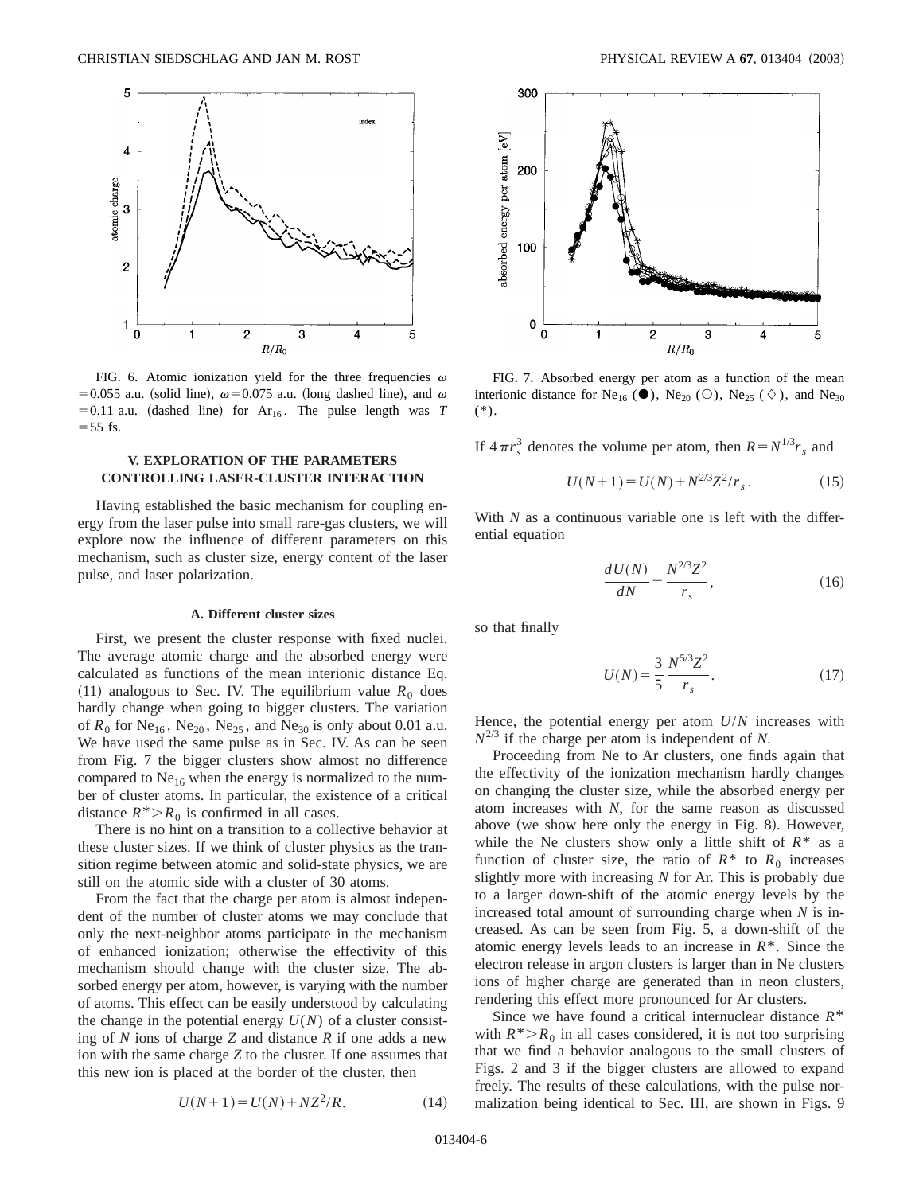FIG. 6. Atomic ionization yield for the three frequencies $\omega = 0.055$ a.u. (solid line), $\omega = 0.075$ a.u. (long dashed line), and $\omega = 0.11$ a.u. (dashed line) for $Ar_{16}$. The pulse length was $T = 55$ fs.

FIG. 7. Absorbed energy per atom as a function of the mean interionic distance for $Ne_{16}$ (●), $Ne_{20}$ (○), $Ne_{25}$ (◇), and $Ne_{30}$ (*).

## V. EXPLORATION OF THE PARAMETERS CONTROLLING LASER-CLUSTER INTERACTION

Having established the basic mechanism for coupling energy from the laser pulse into small rare-gas clusters, we will explore now the influence of different parameters on this mechanism, such as cluster size, energy content of the laser pulse, and laser polarization.

### A. Different cluster sizes

First, we present the cluster response with fixed nuclei. The average atomic charge and the absorbed energy were calculated as functions of the mean interionic distance Eq. (11) analogous to Sec. IV. The equilibrium value $R_0$ does hardly change when going to bigger clusters. The variation of $R_0$ for $Ne_{16}$, $Ne_{20}$, $Ne_{25}$, and $Ne_{30}$ is only about 0.01 a.u. We have used the same pulse as in Sec. IV. As can be seen from Fig. 7 the bigger clusters show almost no difference compared to $Ne_{16}$ when the energy is normalized to the number of cluster atoms. In particular, the existence of a critical distance $R^* > R_0$ is confirmed in all cases.

There is no hint on a transition to a collective behavior at these cluster sizes. If we think of cluster physics as the transition regime between atomic and solid-state physics, we are still on the atomic side with a cluster of 30 atoms.

From the fact that the charge per atom is almost independent of the number of cluster atoms we may conclude that only the next-neighbor atoms participate in the mechanism of enhanced ionization; otherwise the effectivity of this mechanism should change with the cluster size. The absorbed energy per atom, however, is varying with the number of atoms. This effect can be easily understood by calculating the change in the potential energy $U(N)$ of a cluster consisting of $N$ ions of charge $Z$ and distance $R$ if one adds a new ion with the same charge $Z$ to the cluster. If one assumes that this new ion is placed at the border of the cluster, then

$$U(N+1) = U(N) + NZ^2/R. \tag{14}$$

If $4\pi r_s^3$ denotes the volume per atom, then $R = N^{1/3} r_s$ and

$$U(N+1) = U(N) + N^{2/3} Z^2 / r_s. \tag{15}$$

With $N$ as a continuous variable one is left with the differential equation

$$\frac{dU(N)}{dN} = \frac{N^{2/3} Z^2}{r_s}, \tag{16}$$

so that finally

$$U(N) = \frac{3}{5} \frac{N^{5/3} Z^2}{r_s}. \tag{17}$$

Hence, the potential energy per atom $U/N$ increases with $N^{2/3}$ if the charge per atom is independent of $N$.

Proceeding from Ne to Ar clusters, one finds again that the effectivity of the ionization mechanism hardly changes on changing the cluster size, while the absorbed energy per atom increases with $N$, for the same reason as discussed above (we show here only the energy in Fig. 8). However, while the Ne clusters show only a little shift of $R^*$ as a function of cluster size, the ratio of $R^*$ to $R_0$ increases slightly more with increasing $N$ for Ar. This is probably due to a larger down-shift of the atomic energy levels by the increased total amount of surrounding charge when $N$ is increased. As can be seen from Fig. 5, a down-shift of the atomic energy levels leads to an increase in $R^*$. Since the electron release in argon clusters is larger than in Ne clusters ions of higher charge are generated than in neon clusters, rendering this effect more pronounced for Ar clusters.

Since we have found a critical internuclear distance $R^*$ with $R^* > R_0$ in all cases considered, it is not too surprising that we find a behavior analogous to the small clusters of Figs. 2 and 3 if the bigger clusters are allowed to expand freely. The results of these calculations, with the pulse normalization being identical to Sec. III, are shown in Figs. 9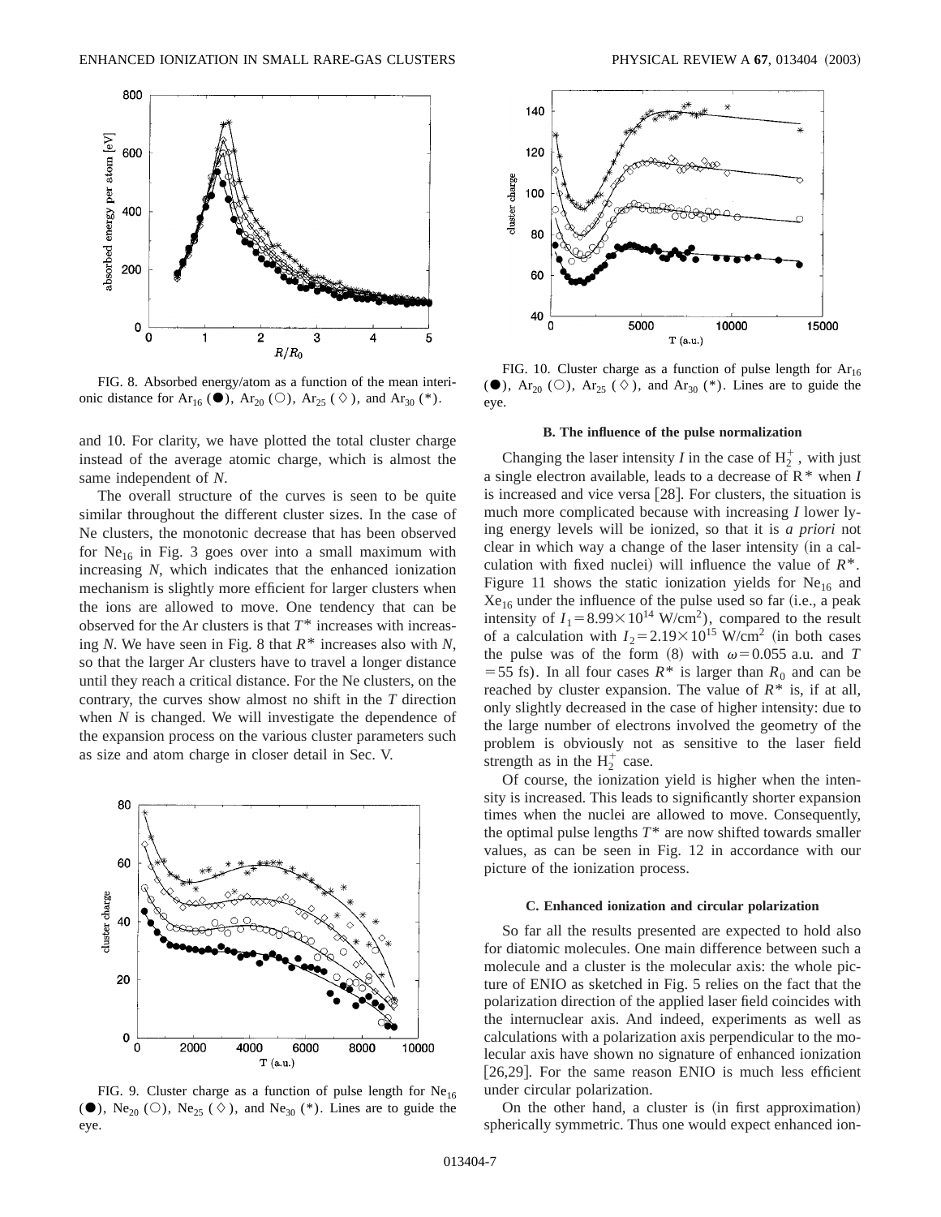FIG. 8. Absorbed energy/atom as a function of the mean interionic distance for $Ar_{16}$ (●), $Ar_{20}$ (○), $Ar_{25}$ (◇), and $Ar_{30}$ (*).

and 10. For clarity, we have plotted the total cluster charge instead of the average atomic charge, which is almost the same independent of $N$.

The overall structure of the curves is seen to be quite similar throughout the different cluster sizes. In the case of Ne clusters, the monotonic decrease that has been observed for $Ne_{16}$ in Fig. 3 goes over into a small maximum with increasing $N$, which indicates that the enhanced ionization mechanism is slightly more efficient for larger clusters when the ions are allowed to move. One tendency that can be observed for the Ar clusters is that $T^*$ increases with increasing $N$. We have seen in Fig. 8 that $R^*$ increases also with $N$, so that the larger Ar clusters have to travel a longer distance until they reach a critical distance. For the Ne clusters, on the contrary, the curves show almost no shift in the $T$ direction when $N$ is changed. We will investigate the dependence of the expansion process on the various cluster parameters such as size and atom charge in closer detail in Sec. V.

FIG. 9. Cluster charge as a function of pulse length for $Ne_{16}$ (●), $Ne_{20}$ (○), $Ne_{25}$ (◇), and $Ne_{30}$ (*). Lines are to guide the eye.

FIG. 10. Cluster charge as a function of pulse length for $Ar_{16}$ (●), $Ar_{20}$ (○), $Ar_{25}$ (◇), and $Ar_{30}$ (*). Lines are to guide the eye.

### B. The influence of the pulse normalization

Changing the laser intensity $I$ in the case of $H_2^+$, with just a single electron available, leads to a decrease of $R^*$ when $I$ is increased and vice versa [28]. For clusters, the situation is much more complicated because with increasing $I$ lower lying energy levels will be ionized, so that it is *a priori* not clear in which way a change of the laser intensity (in a calculation with fixed nuclei) will influence the value of $R^*$. Figure 11 shows the static ionization yields for $Ne_{16}$ and $Xe_{16}$ under the influence of the pulse used so far (i.e., a peak intensity of $I_1 = 8.99\times 10^{14}$ W/cm$^2$), compared to the result of a calculation with $I_2 = 2.19\times 10^{15}$ W/cm$^2$ (in both cases the pulse was of the form (8) with $\omega = 0.055$ a.u. and $T = 55$ fs). In all four cases $R^*$ is larger than $R_0$ and can be reached by cluster expansion. The value of $R^*$ is, if at all, only slightly decreased in the case of higher intensity: due to the large number of electrons involved the geometry of the problem is obviously not as sensitive to the laser field strength as in the $H_2^+$ case.

Of course, the ionization yield is higher when the intensity is increased. This leads to significantly shorter expansion times when the nuclei are allowed to move. Consequently, the optimal pulse lengths $T^*$ are now shifted towards smaller values, as can be seen in Fig. 12 in accordance with our picture of the ionization process.

### C. Enhanced ionization and circular polarization

So far all the results presented are expected to hold also for diatomic molecules. One main difference between such a molecule and a cluster is the molecular axis: the whole picture of ENIO as sketched in Fig. 5 relies on the fact that the polarization direction of the applied laser field coincides with the internuclear axis. And indeed, experiments as well as calculations with a polarization axis perpendicular to the molecular axis have shown no signature of enhanced ionization [26,29]. For the same reason ENIO is much less efficient under circular polarization.

On the other hand, a cluster is (in first approximation) spherically symmetric. Thus one would expect enhanced ion-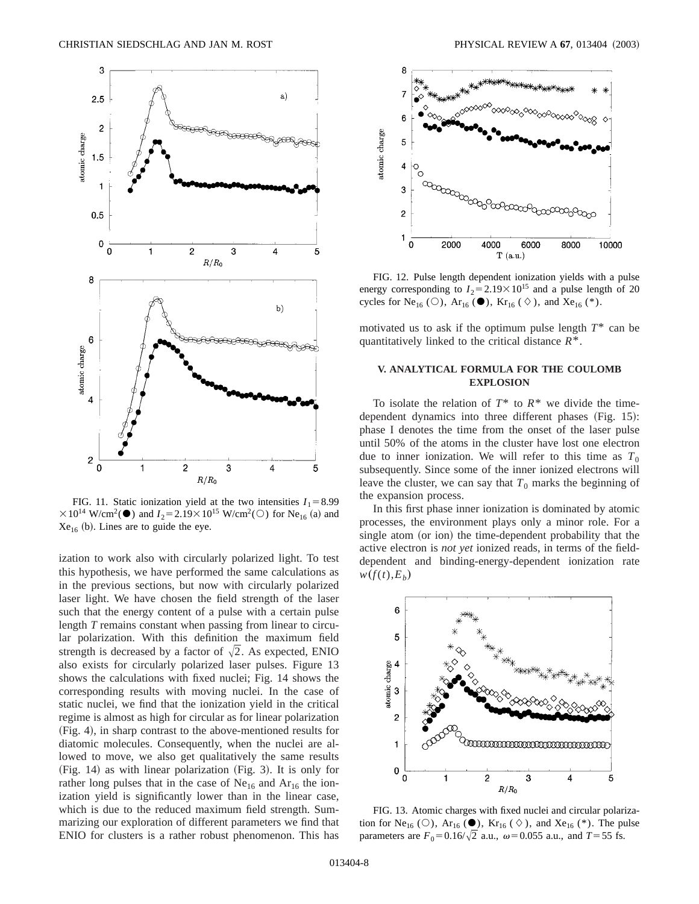FIG. 11. Static ionization yield at the two intensities $I_1 = 8.99 \times 10^{14}$ W/cm$^2$(●) and $I_2 = 2.19 \times 10^{15}$ W/cm$^2$(○) for $Ne_{16}$ (a) and $Xe_{16}$ (b). Lines are to guide the eye.

ization to work also with circularly polarized light. To test this hypothesis, we have performed the same calculations as in the previous sections, but now with circularly polarized laser light. We have chosen the field strength of the laser such that the energy content of a pulse with a certain pulse length $T$ remains constant when passing from linear to circular polarization. With this definition the maximum field strength is decreased by a factor of $\sqrt{2}$. As expected, ENIO also exists for circularly polarized laser pulses. Figure 13 shows the calculations with fixed nuclei; Fig. 14 shows the corresponding results with moving nuclei. In the case of static nuclei, we find that the ionization yield in the critical regime is almost as high for circular as for linear polarization (Fig. 4), in sharp contrast to the above-mentioned results for diatomic molecules. Consequently, when the nuclei are allowed to move, we also get qualitatively the same results (Fig. 14) as with linear polarization (Fig. 3). It is only for rather long pulses that in the case of $Ne_{16}$ and $Ar_{16}$ the ionization yield is significantly lower than in the linear case, which is due to the reduced maximum field strength. Summarizing our exploration of different parameters we find that ENIO for clusters is a rather robust phenomenon. This has motivated us to ask if the optimum pulse length $T^*$ can be quantitatively linked to the critical distance $R^*$.

FIG. 12. Pulse length dependent ionization yields with a pulse energy corresponding to $I_2 = 2.19 \times 10^{15}$ and a pulse length of 20 cycles for $Ne_{16}$ (○), $Ar_{16}$ (●), $Kr_{16}$ (◇), and $Xe_{16}$ (*).

## V. ANALYTICAL FORMULA FOR THE COULOMB EXPLOSION

To isolate the relation of $T^*$ to $R^*$ we divide the time-dependent dynamics into three different phases (Fig. 15): phase I denotes the time from the onset of the laser pulse until 50% of the atoms in the cluster have lost one electron due to inner ionization. We will refer to this time as $T_0$ subsequently. Since some of the inner ionized electrons will leave the cluster, we can say that $T_0$ marks the beginning of the expansion process.

In this first phase inner ionization is dominated by atomic processes, the environment plays only a minor role. For a single atom (or ion) the time-dependent probability that the active electron is *not yet* ionized reads, in terms of the field-dependent and binding-energy-dependent ionization rate $w(f(t), E_b)$

FIG. 13. Atomic charges with fixed nuclei and circular polarization for $Ne_{16}$ (○), $Ar_{16}$ (●), $Kr_{16}$ (◇), and $Xe_{16}$ (*). The pulse parameters are $F_0 = 0.16/\sqrt{2}$ a.u., $\omega = 0.055$ a.u., and $T = 55$ fs.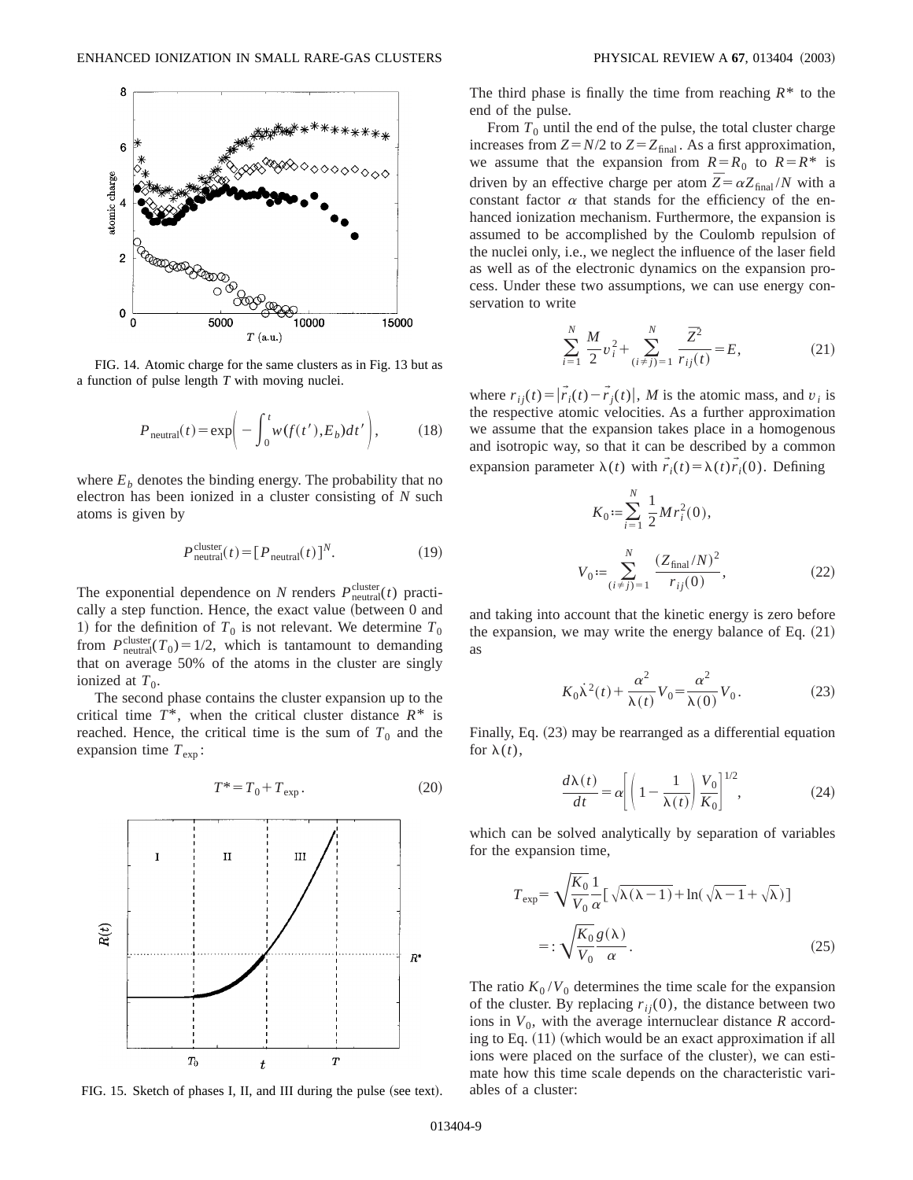FIG. 14. Atomic charge for the same clusters as in Fig. 13 but as a function of pulse length $T$ with moving nuclei.

$$P_{\mathrm{neutral}}(t)=\exp\left(-\int_0^t w(f(t'),E_b)dt'\right), \tag{18}$$

where $E_b$ denotes the binding energy. The probability that no electron has been ionized in a cluster consisting of $N$ such atoms is given by

$$P_{\mathrm{neutral}}^{\mathrm{cluster}}(t)=[P_{\mathrm{neutral}}(t)]^N. \tag{19}$$

The exponential dependence on $N$ renders $P_{\mathrm{neutral}}^{\mathrm{cluster}}(t)$ practically a step function. Hence, the exact value (between 0 and 1) for the definition of $T_0$ is not relevant. We determine $T_0$ from $P_{\mathrm{neutral}}^{\mathrm{cluster}}(T_0)=1/2$, which is tantamount to demanding that on average 50% of the atoms in the cluster are singly ionized at $T_0$.

The second phase contains the cluster expansion up to the critical time $T^*$, when the critical cluster distance $R^*$ is reached. Hence, the critical time is the sum of $T_0$ and the expansion time $T_{\mathrm{exp}}$:

$$T^*=T_0+T_{\mathrm{exp}}. \tag{20}$$

FIG. 15. Sketch of phases I, II, and III during the pulse (see text).

The third phase is finally the time from reaching $R^*$ to the end of the pulse.

From $T_0$ until the end of the pulse, the total cluster charge increases from $Z=N/2$ to $Z=Z_{\mathrm{final}}$. As a first approximation, we assume that the expansion from $R=R_0$ to $R=R^*$ is driven by an effective charge per atom $\overline{Z}=\alpha Z_{\mathrm{final}}/N$ with a constant factor $\alpha$ that stands for the efficiency of the enhanced ionization mechanism. Furthermore, the expansion is assumed to be accomplished by the Coulomb repulsion of the nuclei only, i.e., we neglect the influence of the laser field as well as of the electronic dynamics on the expansion process. Under these two assumptions, we can use energy conservation to write

$$\sum_{i=1}^{N}\frac{M}{2}v_i^2+\sum_{(i\neq j)=1}^{N}\frac{\overline{Z}^2}{r_{ij}(t)}=E, \tag{21}$$

where $r_{ij}(t)=|\vec{r}_i(t)-\vec{r}_j(t)|$, $M$ is the atomic mass, and $v_i$ is the respective atomic velocities. As a further approximation we assume that the expansion takes place in a homogenous and isotropic way, so that it can be described by a common expansion parameter $\lambda(t)$ with $\vec{r}_i(t)=\lambda(t)\vec{r}_i(0)$. Defining

$$K_0:=\sum_{i=1}^{N}\frac{1}{2}Mr_i^2(0),$$

$$V_0:=\sum_{(i\neq j)=1}^{N}\frac{(Z_{\mathrm{final}}/N)^2}{r_{ij}(0)}, \tag{22}$$

and taking into account that the kinetic energy is zero before the expansion, we may write the energy balance of Eq. (21) as

$$K_0\dot{\lambda}^2(t)+\frac{\alpha^2}{\lambda(t)}V_0=\frac{\alpha^2}{\lambda(0)}V_0. \tag{23}$$

Finally, Eq. (23) may be rearranged as a differential equation for $\lambda(t)$,

$$\frac{d\lambda(t)}{dt}=\alpha\left[\left(1-\frac{1}{\lambda(t)}\right)\frac{V_0}{K_0}\right]^{1/2}, \tag{24}$$

which can be solved analytically by separation of variables for the expansion time,

$$T_{\mathrm{exp}}=\sqrt{\frac{K_0}{V_0}}\frac{1}{\alpha}\left[\sqrt{\lambda(\lambda-1)}+\ln(\sqrt{\lambda-1}+\sqrt{\lambda})\right]$$

$$=:\sqrt{\frac{K_0}{V_0}}\frac{g(\lambda)}{\alpha}. \tag{25}$$

The ratio $K_0/V_0$ determines the time scale for the expansion of the cluster. By replacing $r_{ij}(0)$, the distance between two ions in $V_0$, with the average internuclear distance $R$ according to Eq. (11) (which would be an exact approximation if all ions were placed on the surface of the cluster), we can estimate how this time scale depends on the characteristic variables of a cluster: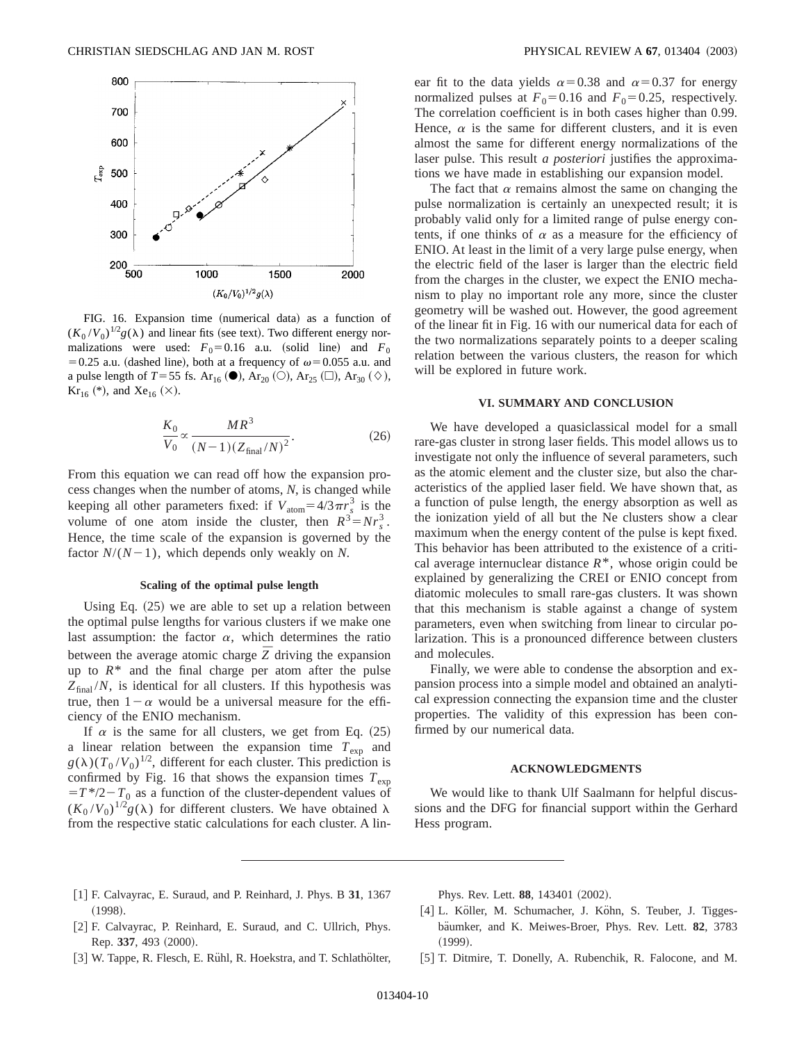800
700
600
500
400
300
200
500
1000
1500
2000
$T_{exp}$
$(K_0/V_0)^{1/2}g(\lambda)$

FIG. 16. Expansion time (numerical data) as a function of $(K_0/V_0)^{1/2}g(\lambda)$ and linear fits (see text). Two different energy normalizations were used: $F_0=0.16$ a.u. (solid line) and $F_0=0.25$ a.u. (dashed line), both at a frequency of $\omega=0.055$ a.u. and a pulse length of $T=55$ fs. $Ar_{16}$ (●), $Ar_{20}$ (○), $Ar_{25}$ (□), $Ar_{30}$ (◇), $Kr_{16}$ (*), and $Xe_{16}$ (×).

$$\frac{K_0}{V_0} \propto \frac{MR^3}{(N-1)(Z_{\text{final}}/N)^2}. \tag{26}$$

From this equation we can read off how the expansion process changes when the number of atoms, $N$, is changed while keeping all other parameters fixed: if $V_{\text{atom}}=4/3\pi r_s^3$ is the volume of one atom inside the cluster, then $R^3=Nr_s^3$. Hence, the time scale of the expansion is governed by the factor $N/(N-1)$, which depends only weakly on $N$.

### Scaling of the optimal pulse length

Using Eq. (25) we are able to set up a relation between the optimal pulse lengths for various clusters if we make one last assumption: the factor $\alpha$, which determines the ratio between the average atomic charge $\bar{Z}$ driving the expansion up to $R^*$ and the final charge per atom after the pulse $Z_{\text{final}}/N$, is identical for all clusters. If this hypothesis was true, then $1-\alpha$ would be a universal measure for the efficiency of the ENIO mechanism.

If $\alpha$ is the same for all clusters, we get from Eq. (25) a linear relation between the expansion time $T_{\text{exp}}$ and $g(\lambda)(T_0/V_0)^{1/2}$, different for each cluster. This prediction is confirmed by Fig. 16 that shows the expansion times $T_{\text{exp}}=T^*/2-T_0$ as a function of the cluster-dependent values of $(K_0/V_0)^{1/2}g(\lambda)$ for different clusters. We have obtained $\lambda$ from the respective static calculations for each cluster. A linear fit to the data yields $\alpha=0.38$ and $\alpha=0.37$ for energy normalized pulses at $F_0=0.16$ and $F_0=0.25$, respectively. The correlation coefficient is in both cases higher than 0.99. Hence, $\alpha$ is the same for different clusters, and it is even almost the same for different energy normalizations of the laser pulse. This result *a posteriori* justifies the approximations we have made in establishing our expansion model.

The fact that $\alpha$ remains almost the same on changing the pulse normalization is certainly an unexpected result; it is probably valid only for a limited range of pulse energy contents, if one thinks of $\alpha$ as a measure for the efficiency of ENIO. At least in the limit of a very large pulse energy, when the electric field of the laser is larger than the electric field from the charges in the cluster, we expect the ENIO mechanism to play no important role any more, since the cluster geometry will be washed out. However, the good agreement of the linear fit in Fig. 16 with our numerical data for each of the two normalizations separately points to a deeper scaling relation between the various clusters, the reason for which will be explored in future work.

## VI. SUMMARY AND CONCLUSION

We have developed a quasiclassical model for a small rare-gas cluster in strong laser fields. This model allows us to investigate not only the influence of several parameters, such as the atomic element and the cluster size, but also the characteristics of the applied laser field. We have shown that, as a function of pulse length, the energy absorption as well as the ionization yield of all but the Ne clusters show a clear maximum when the energy content of the pulse is kept fixed. This behavior has been attributed to the existence of a critical average internuclear distance $R^*$, whose origin could be explained by generalizing the CREI or ENIO concept from diatomic molecules to small rare-gas clusters. It was shown that this mechanism is stable against a change of system parameters, even when switching from linear to circular polarization. This is a pronounced difference between clusters and molecules.

Finally, we were able to condense the absorption and expansion process into a simple model and obtained an analytical expression connecting the expansion time and the cluster properties. The validity of this expression has been confirmed by our numerical data.

## ACKNOWLEDGMENTS

We would like to thank Ulf Saalmann for helpful discussions and the DFG for financial support within the Gerhard Hess program.

---

[1] F. Calvayrac, E. Suraud, and P. Reinhard, J. Phys. B **31**, 1367 (1998).

[2] F. Calvayrac, P. Reinhard, E. Suraud, and C. Ullrich, Phys. Rep. **337**, 493 (2000).

[3] W. Tappe, R. Flesch, E. Rühl, R. Hoekstra, and T. Schlathölter, Phys. Rev. Lett. **88**, 143401 (2002).

[4] L. Köller, M. Schumacher, J. Köhn, S. Teuber, J. Tiggesbäumker, and K. Meiwes-Broer, Phys. Rev. Lett. **82**, 3783 (1999).

[5] T. Ditmire, T. Donelly, A. Rubenchik, R. Falocone, and M.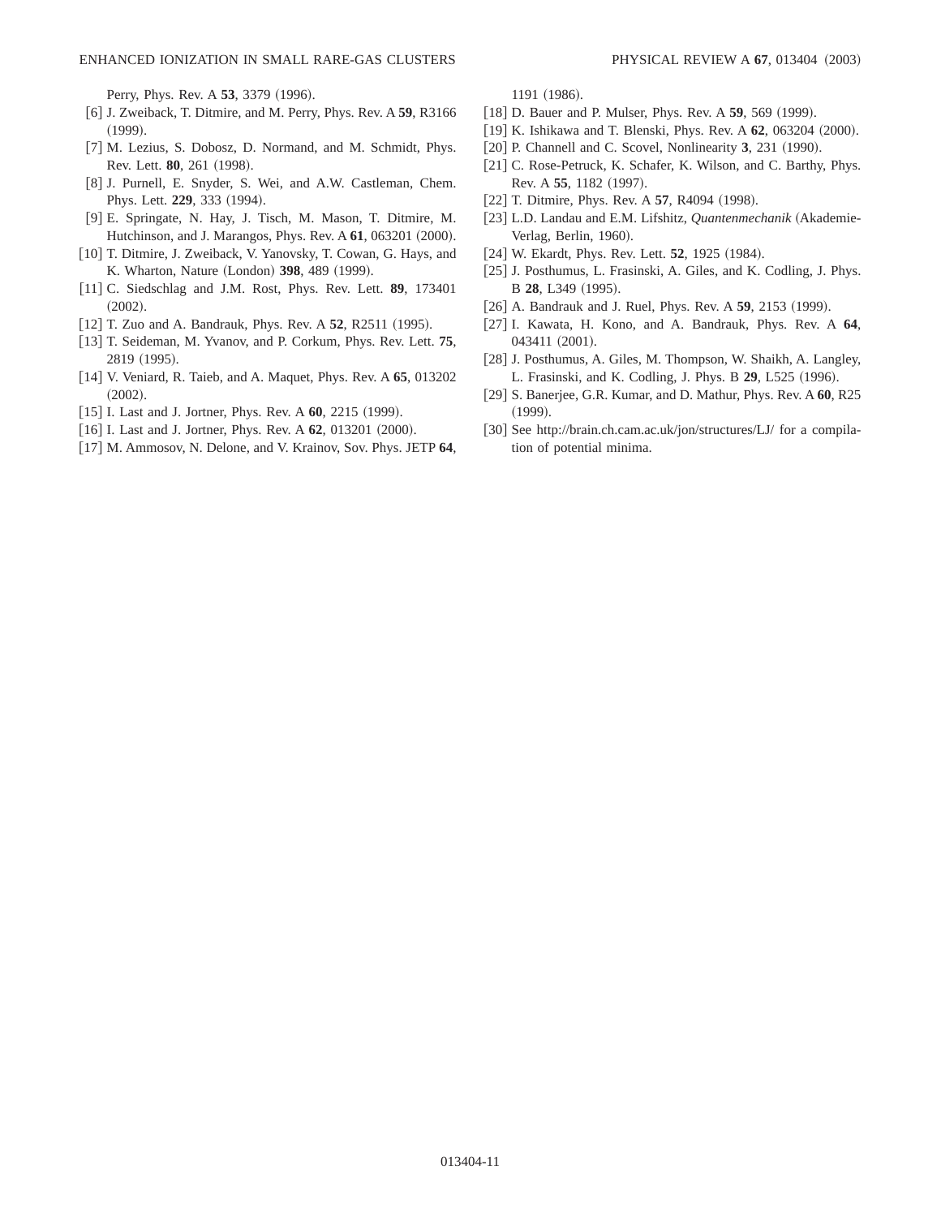Perry, Phys. Rev. A **53**, 3379 (1996).

[6] J. Zweiback, T. Ditmire, and M. Perry, Phys. Rev. A **59**, R3166 (1999).

[7] M. Lezius, S. Dobosz, D. Normand, and M. Schmidt, Phys. Rev. Lett. **80**, 261 (1998).

[8] J. Purnell, E. Snyder, S. Wei, and A.W. Castleman, Chem. Phys. Lett. **229**, 333 (1994).

[9] E. Springate, N. Hay, J. Tisch, M. Mason, T. Ditmire, M. Hutchinson, and J. Marangos, Phys. Rev. A **61**, 063201 (2000).

[10] T. Ditmire, J. Zweiback, V. Yanovsky, T. Cowan, G. Hays, and K. Wharton, Nature (London) **398**, 489 (1999).

[11] C. Siedschlag and J.M. Rost, Phys. Rev. Lett. **89**, 173401 (2002).

[12] T. Zuo and A. Bandrauk, Phys. Rev. A **52**, R2511 (1995).

[13] T. Seideman, M. Yvanov, and P. Corkum, Phys. Rev. Lett. **75**, 2819 (1995).

[14] V. Veniard, R. Taieb, and A. Maquet, Phys. Rev. A **65**, 013202 (2002).

[15] I. Last and J. Jortner, Phys. Rev. A **60**, 2215 (1999).

[16] I. Last and J. Jortner, Phys. Rev. A **62**, 013201 (2000).

[17] M. Ammosov, N. Delone, and V. Krainov, Sov. Phys. JETP **64**, 1191 (1986).

[18] D. Bauer and P. Mulser, Phys. Rev. A **59**, 569 (1999).

[19] K. Ishikawa and T. Blenski, Phys. Rev. A **62**, 063204 (2000).

[20] P. Channell and C. Scovel, Nonlinearity **3**, 231 (1990).

[21] C. Rose-Petruck, K. Schafer, K. Wilson, and C. Barthy, Phys. Rev. A **55**, 1182 (1997).

[22] T. Ditmire, Phys. Rev. A **57**, R4094 (1998).

[23] L.D. Landau and E.M. Lifshitz, *Quantenmechanik* (Akademie-Verlag, Berlin, 1960).

[24] W. Ekardt, Phys. Rev. Lett. **52**, 1925 (1984).

[25] J. Posthumus, L. Frasinski, A. Giles, and K. Codling, J. Phys. B **28**, L349 (1995).

[26] A. Bandrauk and J. Ruel, Phys. Rev. A **59**, 2153 (1999).

[27] I. Kawata, H. Kono, and A. Bandrauk, Phys. Rev. A **64**, 043411 (2001).

[28] J. Posthumus, A. Giles, M. Thompson, W. Shaikh, A. Langley, L. Frasinski, and K. Codling, J. Phys. B **29**, L525 (1996).

[29] S. Banerjee, G.R. Kumar, and D. Mathur, Phys. Rev. A **60**, R25 (1999).

[30] See http://brain.ch.cam.ac.uk/jon/structures/LJ/ for a compilation of potential minima.